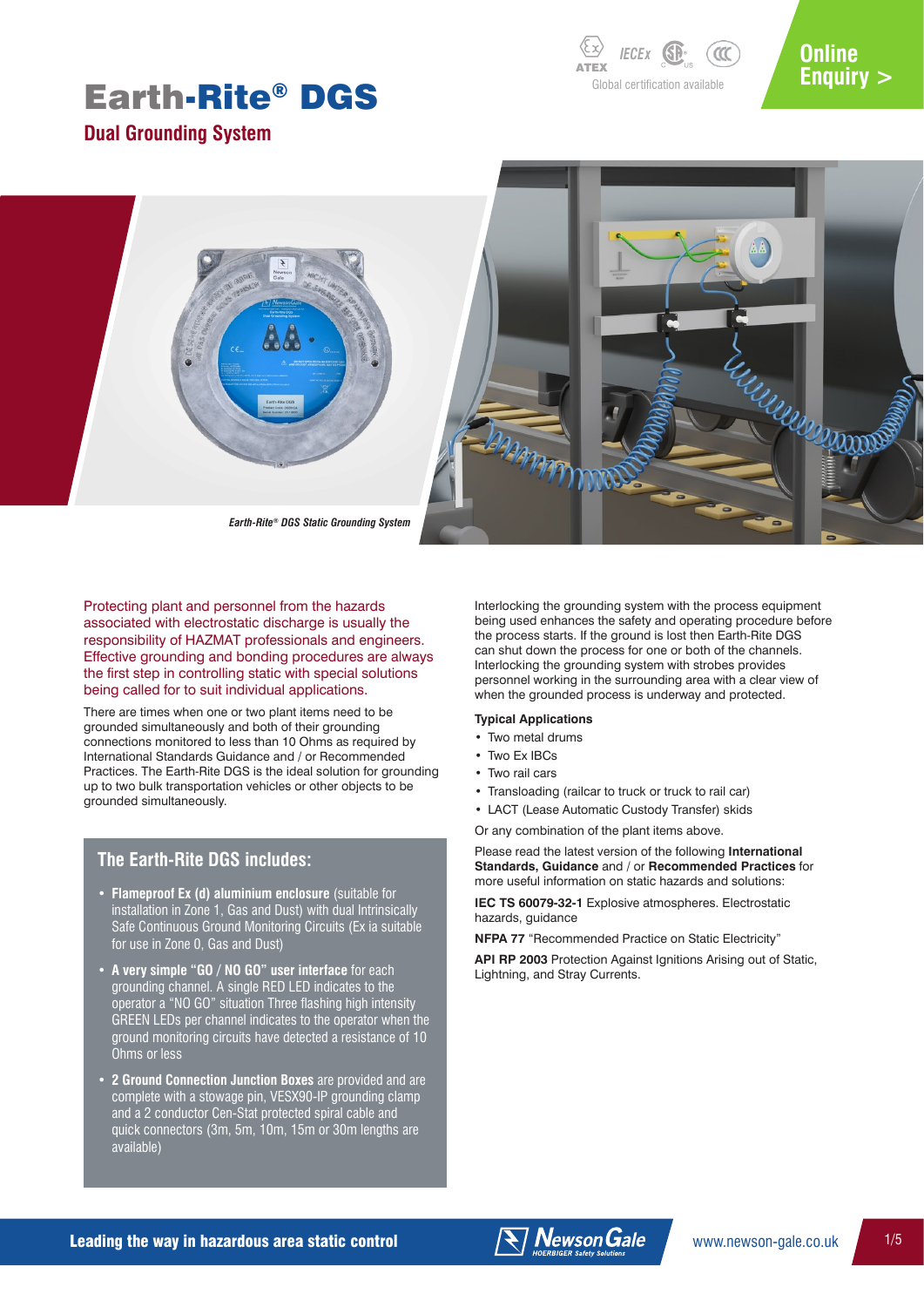# Earth-Rite® DGS

## Dual Grounding System

ATEX IECEx Global certification available

Online Enquiry >

*Earth-Rite® DGS Static Grounding System*

Protecting plant and personnel from the hazards associated with electrostatic discharge is usually the responsibility of HAZMAT professionals and engineers. Effective grounding and bonding procedures are always the first step in controlling static with special solutions being called for to suit individual applications.

There are times when one or two plant items need to be grounded simultaneously and both of their grounding connections monitored to less than 10 Ohms as required by International Standards Guidance and / or Recommended Practices. The Earth-Rite DGS is the ideal solution for grounding up to two bulk transportation vehicles or other objects to be grounded simultaneously.

### The Earth-Rite DGS includes:

- **Flameproof Ex (d) aluminium enclosure** (suitable for installation in Zone 1, Gas and Dust) with dual Intrinsically Safe Continuous Ground Monitoring Circuits (Ex ia suitable for use in Zone 0, Gas and Dust)
- **A very simple "GO / NO GO" user interface** for each grounding channel. A single RED LED indicates to the operator a "NO GO" situation Three flashing high intensity GREEN LEDs per channel indicates to the operator when the ground monitoring circuits have detected a resistance of 10 Ohms or less
- **2 Ground Connection Junction Boxes** are provided and are complete with a stowage pin, VESX90-IP grounding clamp and a 2 conductor Cen-Stat protected spiral cable and quick connectors (3m, 5m, 10m, 15m or 30m lengths are available)

Interlocking the grounding system with the process equipment being used enhances the safety and operating procedure before the process starts. If the ground is lost then Earth-Rite DGS can shut down the process for one or both of the channels. Interlocking the grounding system with strobes provides personnel working in the surrounding area with a clear view of when the grounded process is underway and protected.

**Typical Applications**

- Two metal drums
- Two Ex IBCs
- Two rail cars
- Transloading (railcar to truck or truck to rail car)
- LACT (Lease Automatic Custody Transfer) skids

Or any combination of the plant items above.

Please read the latest version of the following **International Standards, Guidance** and / or **Recommended Practices** for more useful information on static hazards and solutions:

**IEC TS 60079-32-1** Explosive atmospheres. Electrostatic hazards, guidance

**NFPA 77** "Recommended Practice on Static Electricity"

**API RP 2003** Protection Against Ignitions Arising out of Static, Lightning, and Stray Currents.

Leading the way in hazardous area static control

Newson Gale HOERBIGER Safety Solutions

www.newson-gale.co.uk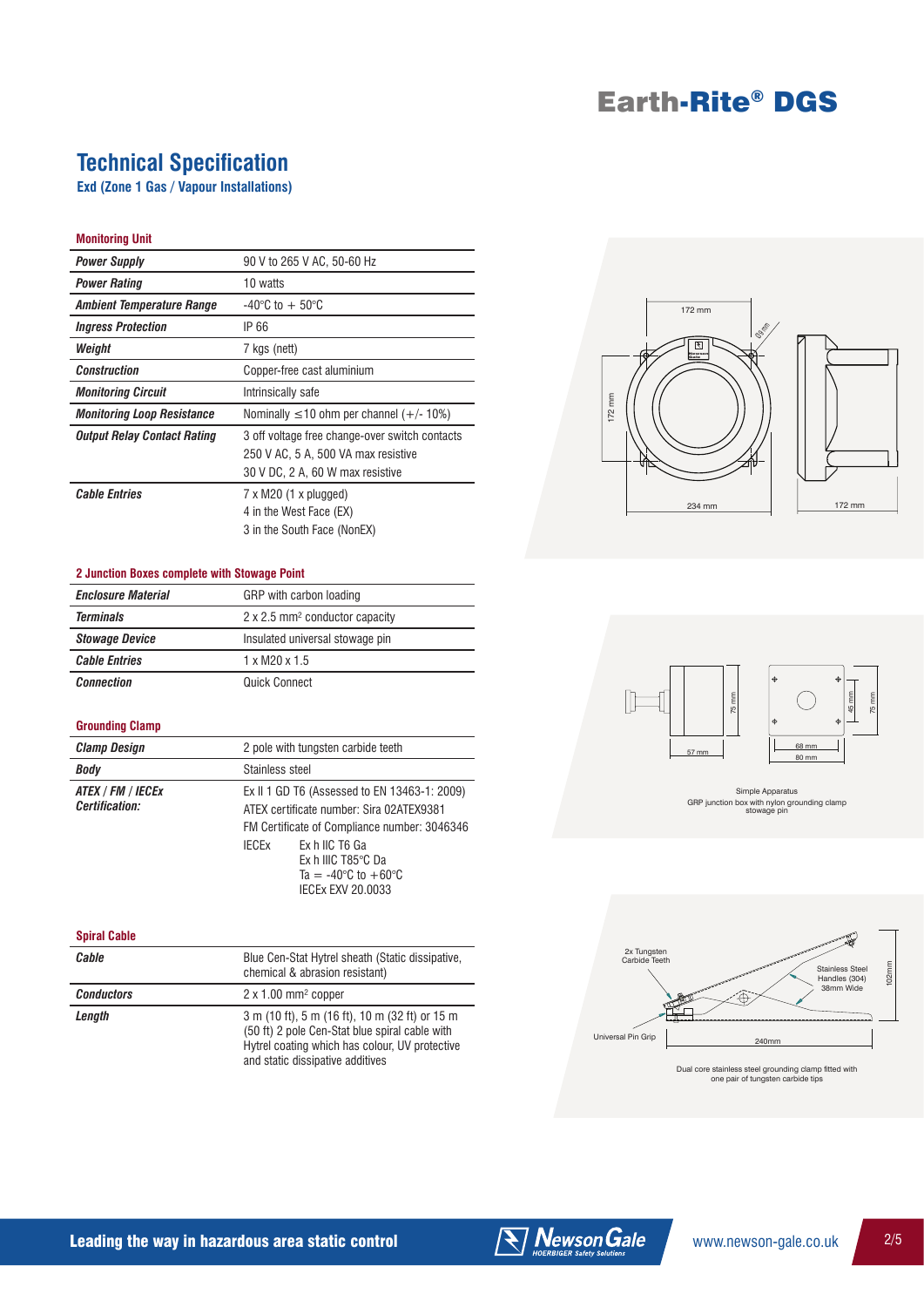# Earth-Rite® DGS

## Technical Specification

**Exd (Zone 1 Gas / Vapour Installations)**

### Monitoring Unit

| | |
|---|---|
| ***Power Supply*** | 90 V to 265 V AC, 50-60 Hz |
| ***Power Rating*** | 10 watts |
| ***Ambient Temperature Range*** | -40°C to + 50°C |
| ***Ingress Protection*** | IP 66 |
| ***Weight*** | 7 kgs (nett) |
| ***Construction*** | Copper-free cast aluminium |
| ***Monitoring Circuit*** | Intrinsically safe |
| ***Monitoring Loop Resistance*** | Nominally ≤10 ohm per channel (+/- 10%) |
| ***Output Relay Contact Rating*** | 3 off voltage free change-over switch contacts<br>250 V AC, 5 A, 500 VA max resistive<br>30 V DC, 2 A, 60 W max resistive |
| ***Cable Entries*** | 7 x M20 (1 x plugged)<br>4 in the West Face (EX)<br>3 in the South Face (NonEX) |

### 2 Junction Boxes complete with Stowage Point

| | |
|---|---|
| ***Enclosure Material*** | GRP with carbon loading |
| ***Terminals*** | 2 x 2.5 mm² conductor capacity |
| ***Stowage Device*** | Insulated universal stowage pin |
| ***Cable Entries*** | 1 x M20 x 1.5 |
| ***Connection*** | Quick Connect |

### Grounding Clamp

| | |
|---|---|
| ***Clamp Design*** | 2 pole with tungsten carbide teeth |
| ***Body*** | Stainless steel |
| ***ATEX / FM / IECEx Certification:*** | Ex II 1 GD T6 (Assessed to EN 13463-1: 2009)<br>ATEX certificate number: Sira 02ATEX9381<br>FM Certificate of Compliance number: 3046346<br>IECEx Ex h IIC T6 Ga<br>Ex h IIIC T85°C Da<br>Ta = -40°C to +60°C<br>IECEx EXV 20.0033 |

### Spiral Cable

| | |
|---|---|
| ***Cable*** | Blue Cen-Stat Hytrel sheath (Static dissipative, chemical & abrasion resistant) |
| ***Conductors*** | 2 x 1.00 mm² copper |
| ***Length*** | 3 m (10 ft), 5 m (16 ft), 10 m (32 ft) or 15 m (50 ft) 2 pole Cen-Stat blue spiral cable with Hytrel coating which has colour, UV protective and static dissipative additives |

172 mm, 172 mm, Ø9 mm, 234 mm, 172 mm

57 mm, 75 mm, 45 mm, 75 mm, 68 mm, 80 mm

Simple Apparatus
GRP junction box with nylon grounding clamp stowage pin

2x Tungsten Carbide Teeth, Stainless Steel Handles (304) 38mm Wide, 102mm, Universal Pin Grip, 240mm

Dual core stainless steel grounding clamp fitted with one pair of tungsten carbide tips

Leading the way in hazardous area static control

www.newson-gale.co.uk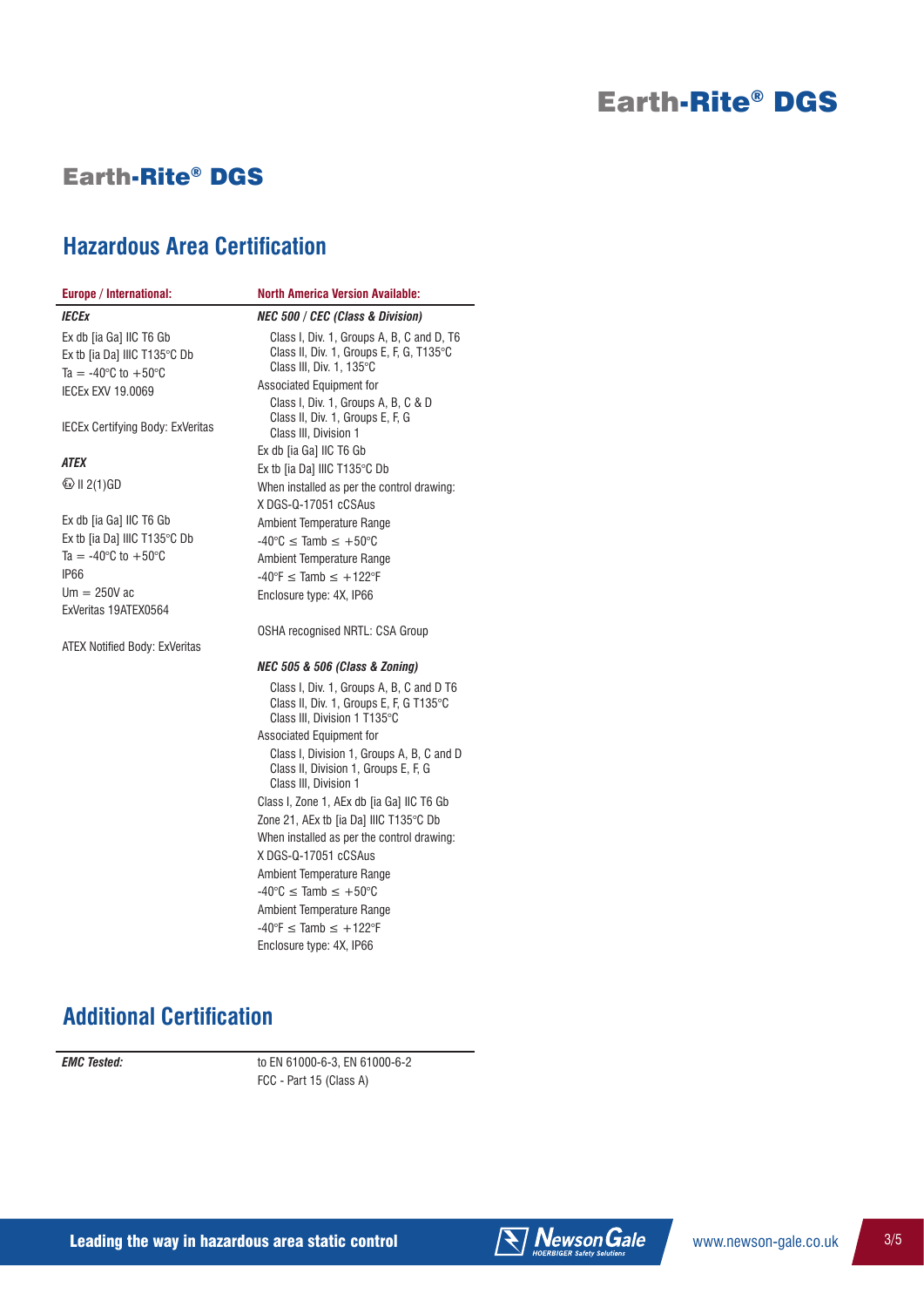## Earth-Rite® DGS

## Hazardous Area Certification

**Europe / International:**

***IECEx***

Ex db [ia Ga] IIC T6 Gb
Ex tb [ia Da] IIIC T135°C Db
Ta = -40°C to +50°C
IECEx EXV 19.0069

IECEx Certifying Body: ExVeritas

***ATEX***

Ex II 2(1)GD

Ex db [ia Ga] IIC T6 Gb
Ex tb [ia Da] IIIC T135°C Db
Ta = -40°C to +50°C
IP66
Um = 250V ac
ExVeritas 19ATEX0564

ATEX Notified Body: ExVeritas

**North America Version Available:**

***NEC 500 / CEC (Class & Division)***

Class I, Div. 1, Groups A, B, C and D, T6
Class II, Div. 1, Groups E, F, G, T135°C
Class III, Div. 1, 135°C

Associated Equipment for

Class I, Div. 1, Groups A, B, C & D
Class II, Div. 1, Groups E, F, G
Class III, Division 1

Ex db [ia Ga] IIC T6 Gb
Ex tb [ia Da] IIIC T135°C Db
When installed as per the control drawing:
X DGS-Q-17051 cCSAus
Ambient Temperature Range
-40°C ≤ Tamb ≤ +50°C
Ambient Temperature Range
-40°F ≤ Tamb ≤ +122°F
Enclosure type: 4X, IP66

OSHA recognised NRTL: CSA Group

***NEC 505 & 506 (Class & Zoning)***

Class I, Div. 1, Groups A, B, C and D T6
Class II, Div. 1, Groups E, F, G T135°C
Class III, Division 1 T135°C

Associated Equipment for

Class I, Division 1, Groups A, B, C and D
Class II, Division 1, Groups E, F, G
Class III, Division 1

Class I, Zone 1, AEx db [ia Ga] IIC T6 Gb
Zone 21, AEx tb [ia Da] IIIC T135°C Db
When installed as per the control drawing:
X DGS-Q-17051 cCSAus
Ambient Temperature Range
-40°C ≤ Tamb ≤ +50°C
Ambient Temperature Range
-40°F ≤ Tamb ≤ +122°F
Enclosure type: 4X, IP66

## Additional Certification

| *EMC Tested:* | to EN 61000-6-3, EN 61000-6-2<br>FCC - Part 15 (Class A) |
|---|---|

Leading the way in hazardous area static control

www.newson-gale.co.uk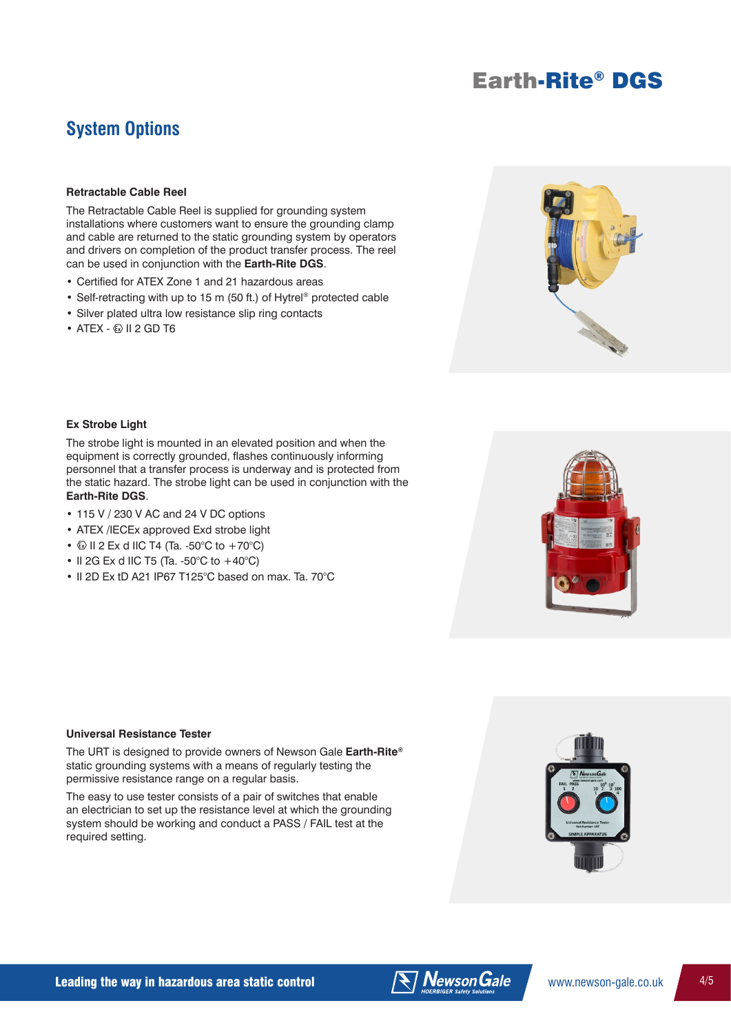## System Options

### Retractable Cable Reel

The Retractable Cable Reel is supplied for grounding system installations where customers want to ensure the grounding clamp and cable are returned to the static grounding system by operators and drivers on completion of the product transfer process. The reel can be used in conjunction with the **Earth-Rite DGS**.

- Certified for ATEX Zone 1 and 21 hazardous areas
- Self-retracting with up to 15 m (50 ft.) of Hytrel® protected cable
- Silver plated ultra low resistance slip ring contacts
- ATEX - Ex II 2 GD T6

### Ex Strobe Light

The strobe light is mounted in an elevated position and when the equipment is correctly grounded, flashes continuously informing personnel that a transfer process is underway and is protected from the static hazard. The strobe light can be used in conjunction with the **Earth-Rite DGS**.

- 115 V / 230 V AC and 24 V DC options
- ATEX /IECEx approved Exd strobe light
- Ex II 2 Ex d IIC T4 (Ta. -50°C to +70°C)
- II 2G Ex d IIC T5 (Ta. -50°C to +40°C)
- II 2D Ex tD A21 IP67 T125°C based on max. Ta. 70°C

### Universal Resistance Tester

The URT is designed to provide owners of Newson Gale **Earth-Rite®** static grounding systems with a means of regularly testing the permissive resistance range on a regular basis.

The easy to use tester consists of a pair of switches that enable an electrician to set up the resistance level at which the grounding system should be working and conduct a PASS / FAIL test at the required setting.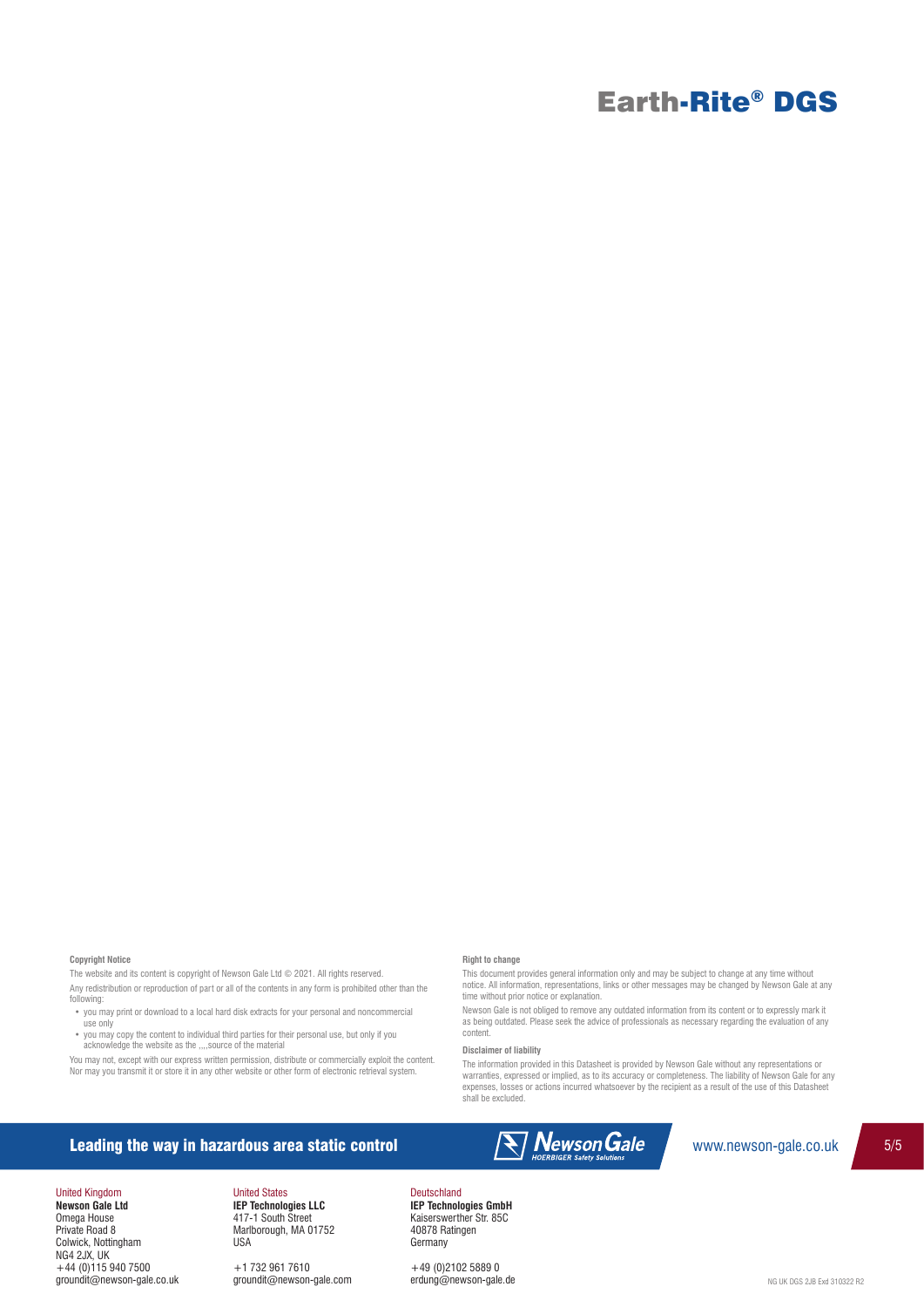# Earth-Rite® DGS

**Copyright Notice**

The website and its content is copyright of Newson Gale Ltd © 2021. All rights reserved.

Any redistribution or reproduction of part or all of the contents in any form is prohibited other than the following:

- you may print or download to a local hard disk extracts for your personal and noncommercial use only
- you may copy the content to individual third parties for their personal use, but only if you acknowledge the website as the „„source of the material

You may not, except with our express written permission, distribute or commercially exploit the content. Nor may you transmit it or store it in any other website or other form of electronic retrieval system.

**Right to change**

This document provides general information only and may be subject to change at any time without notice. All information, representations, links or other messages may be changed by Newson Gale at any time without prior notice or explanation.

Newson Gale is not obliged to remove any outdated information from its content or to expressly mark it as being outdated. Please seek the advice of professionals as necessary regarding the evaluation of any content.

**Disclaimer of liability**

The information provided in this Datasheet is provided by Newson Gale without any representations or warranties, expressed or implied, as to its accuracy or completeness. The liability of Newson Gale for any expenses, losses or actions incurred whatsoever by the recipient as a result of the use of this Datasheet shall be excluded.

**Leading the way in hazardous area static control**

Newson Gale — HOERBIGER Safety Solutions

www.newson-gale.co.uk

United Kingdom
**Newson Gale Ltd**
Omega House
Private Road 8
Colwick, Nottingham
NG4 2JX, UK
+44 (0)115 940 7500
groundit@newson-gale.co.uk

United States
**IEP Technologies LLC**
417-1 South Street
Marlborough, MA 01752
USA

+1 732 961 7610
groundit@newson-gale.com

Deutschland
**IEP Technologies GmbH**
Kaiserswerther Str. 85C
40878 Ratingen
Germany

+49 (0)2102 5889 0
erdung@newson-gale.de

NG UK DGS 2JB Exd 310322 R2